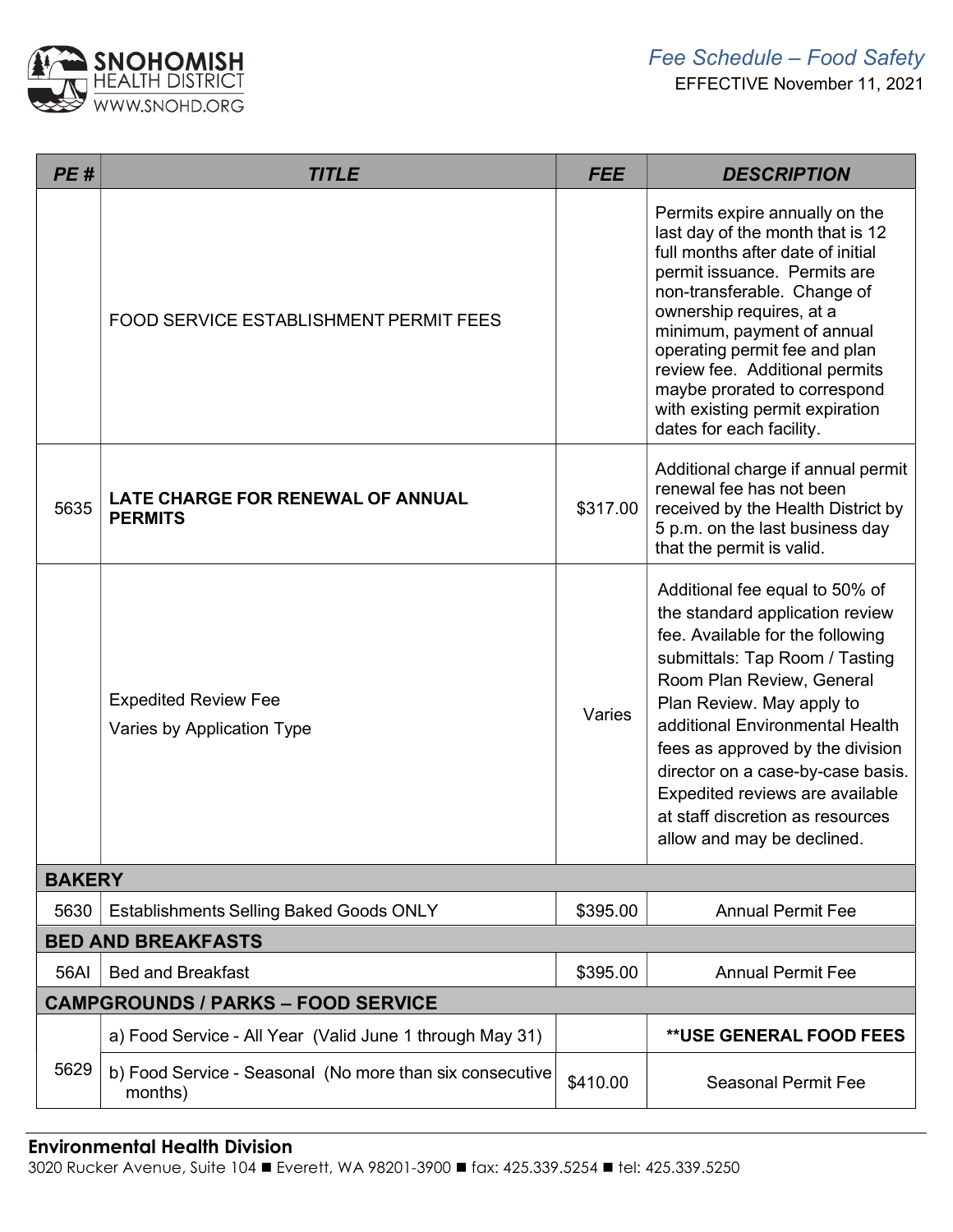SNOHOMISH HEALTH DISTRICT
WWW.SNOHD.ORG

*Fee Schedule – Food Safety*
EFFECTIVE November 11, 2021

| PE # | TITLE | FEE | DESCRIPTION |
|---|---|---|---|
| | FOOD SERVICE ESTABLISHMENT PERMIT FEES | | Permits expire annually on the last day of the month that is 12 full months after date of initial permit issuance. Permits are non-transferable. Change of ownership requires, at a minimum, payment of annual operating permit fee and plan review fee. Additional permits maybe prorated to correspond with existing permit expiration dates for each facility. |
| 5635 | **LATE CHARGE FOR RENEWAL OF ANNUAL PERMITS** | $317.00 | Additional charge if annual permit renewal fee has not been received by the Health District by 5 p.m. on the last business day that the permit is valid. |
| | Expedited Review Fee<br>Varies by Application Type | Varies | Additional fee equal to 50% of the standard application review fee. Available for the following submittals: Tap Room / Tasting Room Plan Review, General Plan Review. May apply to additional Environmental Health fees as approved by the division director on a case-by-case basis. Expedited reviews are available at staff discretion as resources allow and may be declined. |
| **BAKERY** | | | |
| 5630 | Establishments Selling Baked Goods ONLY | $395.00 | Annual Permit Fee |
| **BED AND BREAKFASTS** | | | |
| 56AI | Bed and Breakfast | $395.00 | Annual Permit Fee |
| **CAMPGROUNDS / PARKS – FOOD SERVICE** | | | |
| 5629 | a) Food Service - All Year (Valid June 1 through May 31) | | **\*\*USE GENERAL FOOD FEES** |
| | b) Food Service - Seasonal (No more than six consecutive months) | $410.00 | Seasonal Permit Fee |

**Environmental Health Division**
3020 Rucker Avenue, Suite 104 ■ Everett, WA 98201-3900 ■ fax: 425.339.5254 ■ tel: 425.339.5250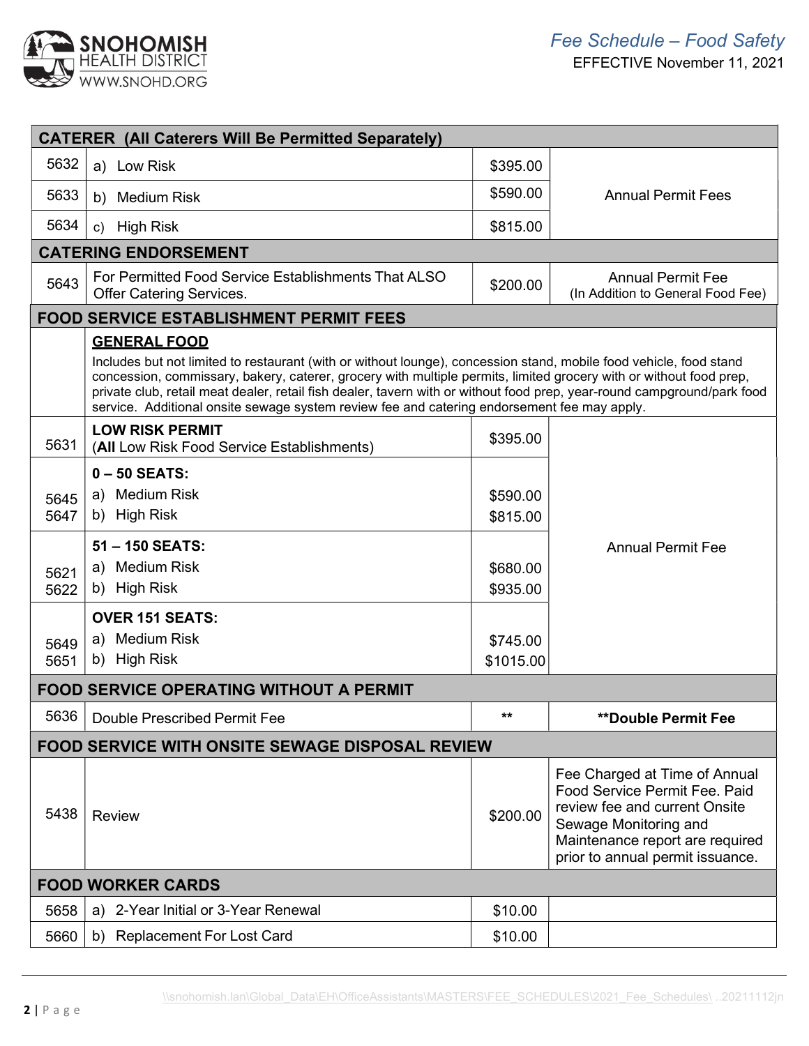# Fee Schedule – Food Safety

EFFECTIVE November 11, 2021

| Code | Description | Fee | Notes |
|---|---|---|---|
| **CATERER (All Caterers Will Be Permitted Separately)** | | | |
| 5632 | a) Low Risk | $395.00 | Annual Permit Fees |
| 5633 | b) Medium Risk | $590.00 | |
| 5634 | c) High Risk | $815.00 | |
| **CATERING ENDORSEMENT** | | | |
| 5643 | For Permitted Food Service Establishments That ALSO Offer Catering Services. | $200.00 | Annual Permit Fee (In Addition to General Food Fee) |
| **FOOD SERVICE ESTABLISHMENT PERMIT FEES** | | | |
| | **GENERAL FOOD** Includes but not limited to restaurant (with or without lounge), concession stand, mobile food vehicle, food stand concession, commissary, bakery, caterer, grocery with multiple permits, limited grocery with or without food prep, private club, retail meat dealer, retail fish dealer, tavern with or without food prep, year-round campground/park food service. Additional onsite sewage system review fee and catering endorsement fee may apply. | | |
| 5631 | **LOW RISK PERMIT** (**All** Low Risk Food Service Establishments) | $395.00 | Annual Permit Fee |
| | **0 – 50 SEATS:** | | |
| 5645 | a) Medium Risk | $590.00 | |
| 5647 | b) High Risk | $815.00 | |
| | **51 – 150 SEATS:** | | |
| 5621 | a) Medium Risk | $680.00 | |
| 5622 | b) High Risk | $935.00 | |
| | **OVER 151 SEATS:** | | |
| 5649 | a) Medium Risk | $745.00 | |
| 5651 | b) High Risk | $1015.00 | |
| **FOOD SERVICE OPERATING WITHOUT A PERMIT** | | | |
| 5636 | Double Prescribed Permit Fee | ** | **\*\*Double Permit Fee** |
| **FOOD SERVICE WITH ONSITE SEWAGE DISPOSAL REVIEW** | | | |
| 5438 | Review | $200.00 | Fee Charged at Time of Annual Food Service Permit Fee. Paid review fee and current Onsite Sewage Monitoring and Maintenance report are required prior to annual permit issuance. |
| **FOOD WORKER CARDS** | | | |
| 5658 | a) 2-Year Initial or 3-Year Renewal | $10.00 | |
| 5660 | b) Replacement For Lost Card | $10.00 | |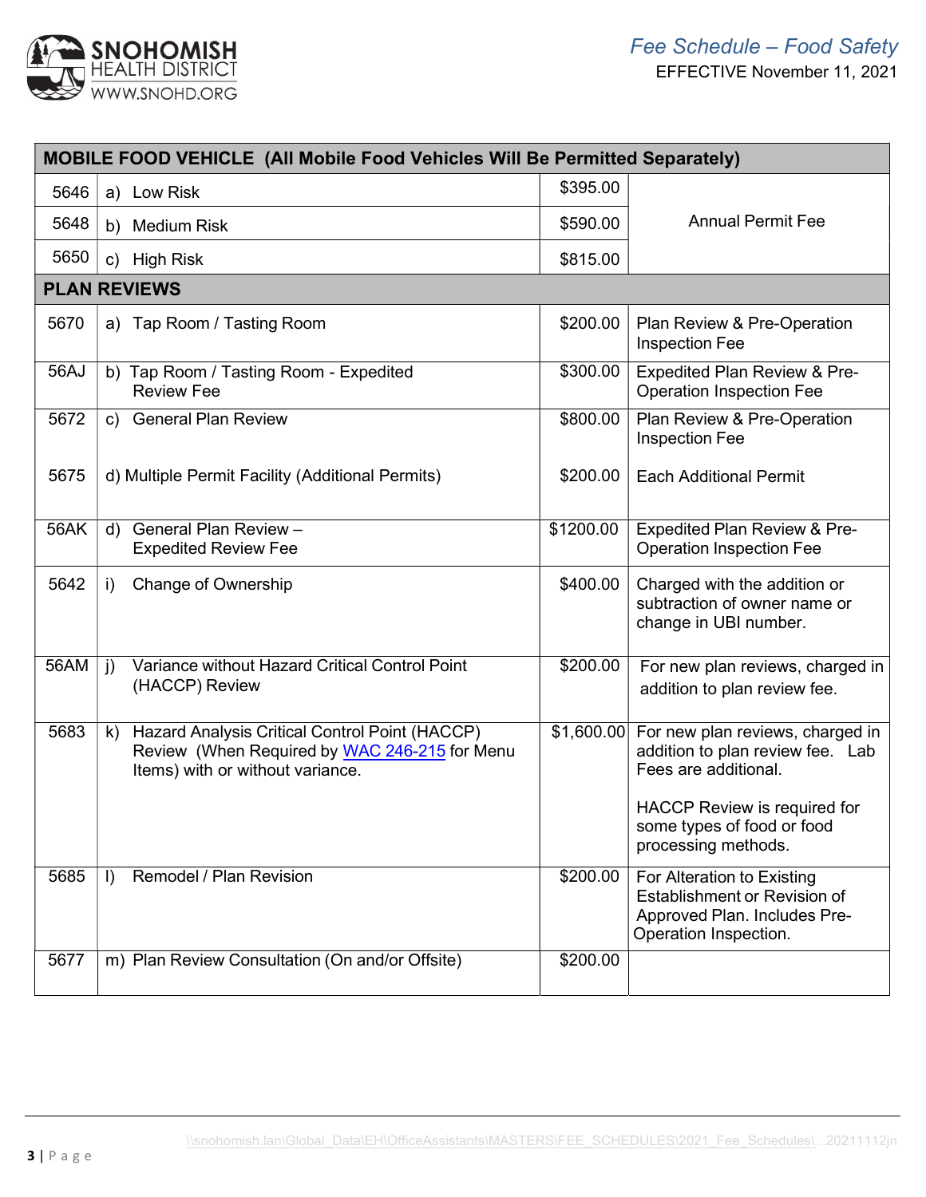**Fee Schedule – Food Safety**
EFFECTIVE November 11, 2021

| MOBILE FOOD VEHICLE (All Mobile Food Vehicles Will Be Permitted Separately) | | | |
|---|---|---|---|
| 5646 | a) Low Risk | $395.00 | Annual Permit Fee |
| 5648 | b) Medium Risk | $590.00 | |
| 5650 | c) High Risk | $815.00 | |
| **PLAN REVIEWS** | | | |
| 5670 | a) Tap Room / Tasting Room | $200.00 | Plan Review & Pre-Operation Inspection Fee |
| 56AJ | b) Tap Room / Tasting Room - Expedited Review Fee | $300.00 | Expedited Plan Review & Pre-Operation Inspection Fee |
| 5672 | c) General Plan Review | $800.00 | Plan Review & Pre-Operation Inspection Fee |
| 5675 | d) Multiple Permit Facility (Additional Permits) | $200.00 | Each Additional Permit |
| 56AK | d) General Plan Review – Expedited Review Fee | $1200.00 | Expedited Plan Review & Pre-Operation Inspection Fee |
| 5642 | i) Change of Ownership | $400.00 | Charged with the addition or subtraction of owner name or change in UBI number. |
| 56AM | j) Variance without Hazard Critical Control Point (HACCP) Review | $200.00 | For new plan reviews, charged in addition to plan review fee. |
| 5683 | k) Hazard Analysis Critical Control Point (HACCP) Review (When Required by WAC 246-215 for Menu Items) with or without variance. | $1,600.00 | For new plan reviews, charged in addition to plan review fee. Lab Fees are additional. HACCP Review is required for some types of food or food processing methods. |
| 5685 | l) Remodel / Plan Revision | $200.00 | For Alteration to Existing Establishment or Revision of Approved Plan. Includes Pre-Operation Inspection. |
| 5677 | m) Plan Review Consultation (On and/or Offsite) | $200.00 | |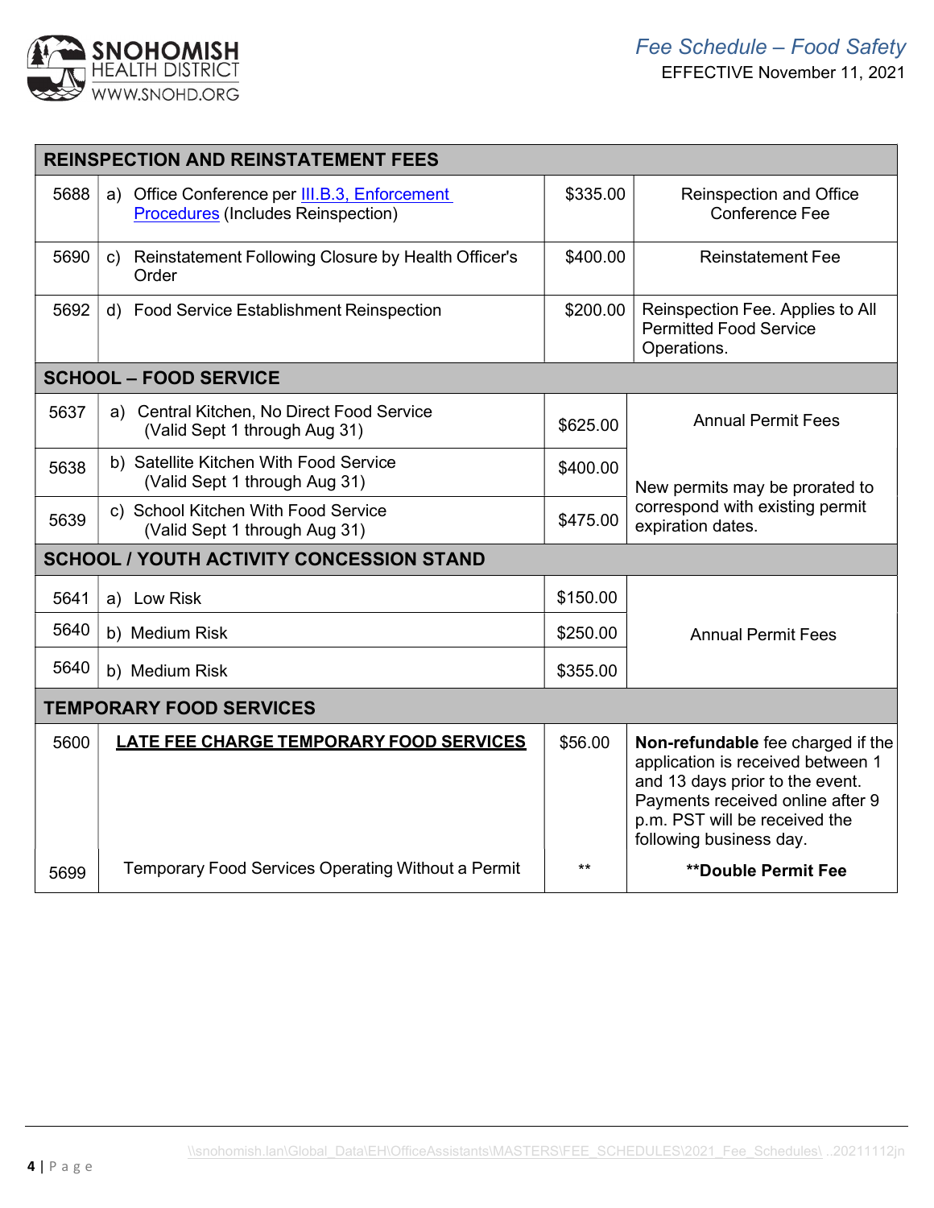| REINSPECTION AND REINSTATEMENT FEES | | | |
|---|---|---|---|
| 5688 | a) Office Conference per III.B.3, Enforcement Procedures (Includes Reinspection) | $335.00 | Reinspection and Office Conference Fee |
| 5690 | c) Reinstatement Following Closure by Health Officer's Order | $400.00 | Reinstatement Fee |
| 5692 | d) Food Service Establishment Reinspection | $200.00 | Reinspection Fee. Applies to All Permitted Food Service Operations. |
| **SCHOOL – FOOD SERVICE** | | | |
| 5637 | a) Central Kitchen, No Direct Food Service (Valid Sept 1 through Aug 31) | $625.00 | Annual Permit Fees |
| 5638 | b) Satellite Kitchen With Food Service (Valid Sept 1 through Aug 31) | $400.00 | New permits may be prorated to correspond with existing permit expiration dates. |
| 5639 | c) School Kitchen With Food Service (Valid Sept 1 through Aug 31) | $475.00 | |
| **SCHOOL / YOUTH ACTIVITY CONCESSION STAND** | | | |
| 5641 | a) Low Risk | $150.00 | Annual Permit Fees |
| 5640 | b) Medium Risk | $250.00 | |
| 5640 | b) Medium Risk | $355.00 | |
| **TEMPORARY FOOD SERVICES** | | | |
| 5600 | **LATE FEE CHARGE TEMPORARY FOOD SERVICES** | $56.00 | **Non-refundable** fee charged if the application is received between 1 and 13 days prior to the event. Payments received online after 9 p.m. PST will be received the following business day. |
| 5699 | Temporary Food Services Operating Without a Permit | ** | **\*\*Double Permit Fee** |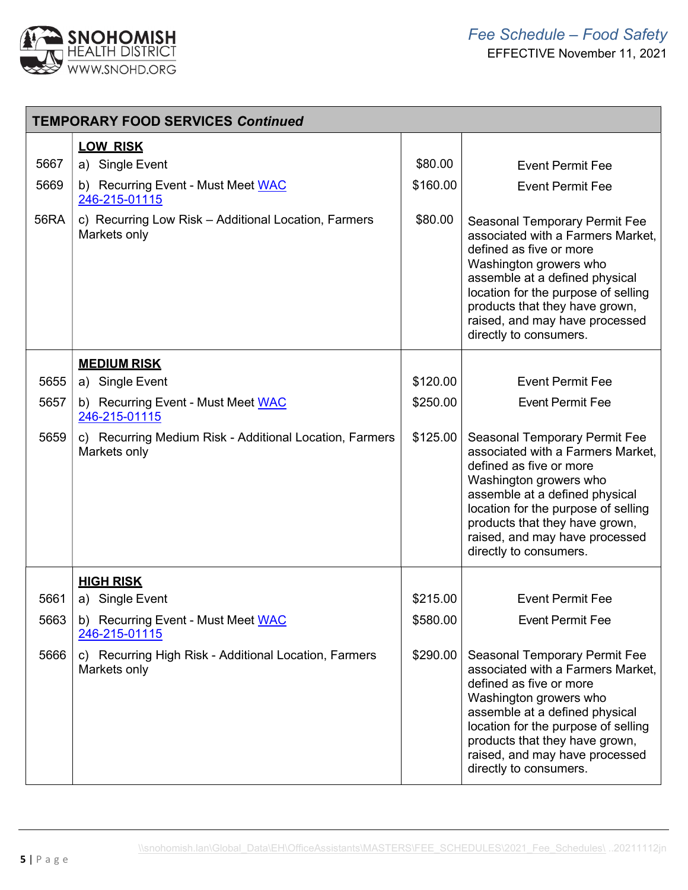| TEMPORARY FOOD SERVICES *Continued* | | | |
|---|---|---|---|
| | **LOW RISK** | | |
| 5667 | a) Single Event | $80.00 | Event Permit Fee |
| 5669 | b) Recurring Event - Must Meet WAC 246-215-01115 | $160.00 | Event Permit Fee |
| 56RA | c) Recurring Low Risk – Additional Location, Farmers Markets only | $80.00 | Seasonal Temporary Permit Fee associated with a Farmers Market, defined as five or more Washington growers who assemble at a defined physical location for the purpose of selling products that they have grown, raised, and may have processed directly to consumers. |
| | **MEDIUM RISK** | | |
| 5655 | a) Single Event | $120.00 | Event Permit Fee |
| 5657 | b) Recurring Event - Must Meet WAC 246-215-01115 | $250.00 | Event Permit Fee |
| 5659 | c) Recurring Medium Risk - Additional Location, Farmers Markets only | $125.00 | Seasonal Temporary Permit Fee associated with a Farmers Market, defined as five or more Washington growers who assemble at a defined physical location for the purpose of selling products that they have grown, raised, and may have processed directly to consumers. |
| | **HIGH RISK** | | |
| 5661 | a) Single Event | $215.00 | Event Permit Fee |
| 5663 | b) Recurring Event - Must Meet WAC 246-215-01115 | $580.00 | Event Permit Fee |
| 5666 | c) Recurring High Risk - Additional Location, Farmers Markets only | $290.00 | Seasonal Temporary Permit Fee associated with a Farmers Market, defined as five or more Washington growers who assemble at a defined physical location for the purpose of selling products that they have grown, raised, and may have processed directly to consumers. |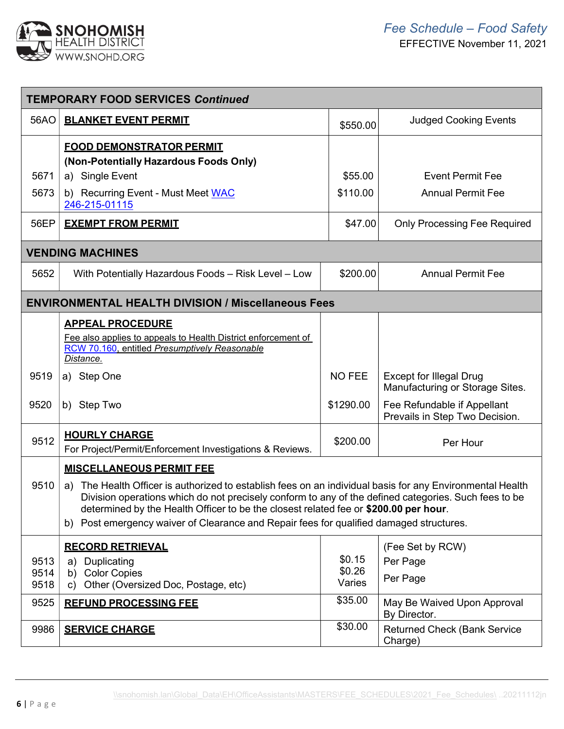Fee Schedule – Food Safety
EFFECTIVE November 11, 2021

| | | | |
|---|---|---|---|
| **TEMPORARY FOOD SERVICES *Continued*** | | | |
| 56AO | **BLANKET EVENT PERMIT** | $550.00 | Judged Cooking Events |
| | **FOOD DEMONSTRATOR PERMIT** **(Non-Potentially Hazardous Foods Only)** | | |
| 5671 | a) Single Event | $55.00 | Event Permit Fee |
| 5673 | b) Recurring Event - Must Meet WAC 246-215-01115 | $110.00 | Annual Permit Fee |
| 56EP | **EXEMPT FROM PERMIT** | $47.00 | Only Processing Fee Required |
| **VENDING MACHINES** | | | |
| 5652 | With Potentially Hazardous Foods – Risk Level – Low | $200.00 | Annual Permit Fee |
| **ENVIRONMENTAL HEALTH DIVISION / Miscellaneous Fees** | | | |
| | **APPEAL PROCEDURE** Fee also applies to appeals to Health District enforcement of RCW 70.160, entitled *Presumptively Reasonable Distance.* | | |
| 9519 | a) Step One | NO FEE | Except for Illegal Drug Manufacturing or Storage Sites. |
| 9520 | b) Step Two | $1290.00 | Fee Refundable if Appellant Prevails in Step Two Decision. |
| 9512 | **HOURLY CHARGE** For Project/Permit/Enforcement Investigations & Reviews. | $200.00 | Per Hour |
| 9510 | **MISCELLANEOUS PERMIT FEE** a) The Health Officer is authorized to establish fees on an individual basis for any Environmental Health Division operations which do not precisely conform to any of the defined categories. Such fees to be determined by the Health Officer to be the closest related fee or **$200.00 per hour**. b) Post emergency waiver of Clearance and Repair fees for qualified damaged structures. | | |
| | **RECORD RETRIEVAL** | | (Fee Set by RCW) |
| 9513 | a) Duplicating | $0.15 | Per Page |
| 9514 | b) Color Copies | $0.26 | Per Page |
| 9518 | c) Other (Oversized Doc, Postage, etc) | Varies | |
| 9525 | **REFUND PROCESSING FEE** | $35.00 | May Be Waived Upon Approval By Director. |
| 9986 | **SERVICE CHARGE** | $30.00 | Returned Check (Bank Service Charge) |